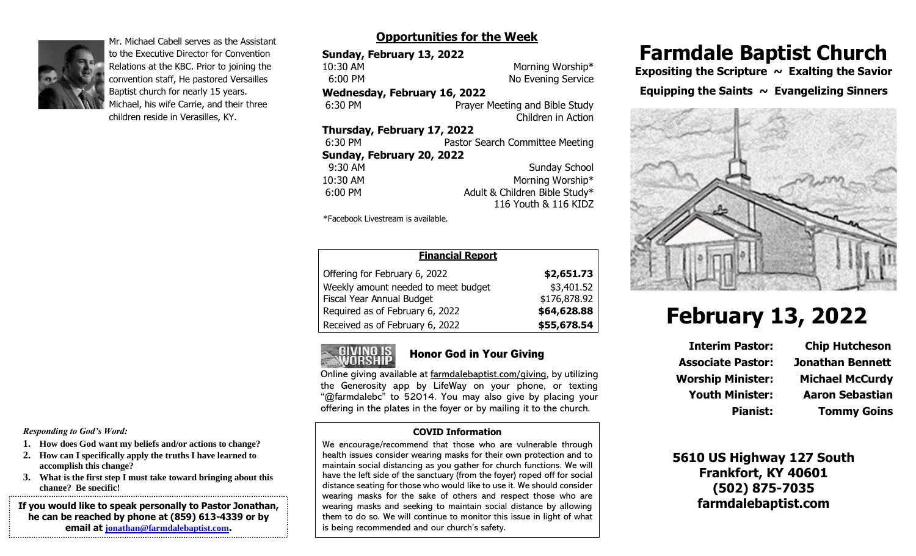Mr. Michael Cabell serves as the Assistant to the Executive Director for Convention Relations at the KBC. Prior to joining the convention staff, He pastored Versailles Baptist church for nearly 15 years. Michael, his wife Carrie, and their three children reside in Verasilles, KY.

*Responding to God's Word:*

1. **How does God want my beliefs and/or actions to change?**
2. **How can I specifically apply the truths I have learned to accomplish this change?**
3. **What is the first step I must take toward bringing about this change? Be specific!**

**If you would like to speak personally to Pastor Jonathan, he can be reached by phone at (859) 613-4339 or by email at jonathan@farmdalebaptist.com.**

## Opportunities for the Week

**Sunday, February 13, 2022**
10:30 AM — Morning Worship*
6:00 PM — No Evening Service

**Wednesday, February 16, 2022**
6:30 PM — Prayer Meeting and Bible Study
Children in Action

**Thursday, February 17, 2022**
6:30 PM — Pastor Search Committee Meeting

**Sunday, February 20, 2022**
9:30 AM — Sunday School
10:30 AM — Morning Worship*
6:00 PM — Adult & Children Bible Study*
116 Youth & 116 KIDZ

*Facebook Livestream is available.

| **Financial Report** | |
|---|---|
| Offering for February 6, 2022 | **$2,651.73** |
| Weekly amount needed to meet budget | $3,401.52 |
| Fiscal Year Annual Budget | $176,878.92 |
| Required as of February 6, 2022 | **$64,628.88** |
| Received as of February 6, 2022 | **$55,678.54** |

GIVING IS WORSHIP

### Honor God in Your Giving

Online giving available at farmdalebaptist.com/giving, by utilizing the Generosity app by LifeWay on your phone, or texting "@farmdalebc" to 52014. You may also give by placing your offering in the plates in the foyer or by mailing it to the church.

**COVID Information**

We encourage/recommend that those who are vulnerable through health issues consider wearing masks for their own protection and to maintain social distancing as you gather for church functions. We will have the left side of the sanctuary (from the foyer) roped off for social distance seating for those who would like to use it. We should consider wearing masks for the sake of others and respect those who are wearing masks and seeking to maintain social distance by allowing them to do so. We will continue to monitor this issue in light of what is being recommended and our church's safety.

# Farmdale Baptist Church

**Expositing the Scripture ~ Exalting the Savior**

**Equipping the Saints ~ Evangelizing Sinners**

# February 13, 2022

| | |
|---|---|
| **Interim Pastor:** | **Chip Hutcheson** |
| **Associate Pastor:** | **Jonathan Bennett** |
| **Worship Minister:** | **Michael McCurdy** |
| **Youth Minister:** | **Aaron Sebastian** |
| **Pianist:** | **Tommy Goins** |

**5610 US Highway 127 South**
**Frankfort, KY 40601**
**(502) 875-7035**
**farmdalebaptist.com**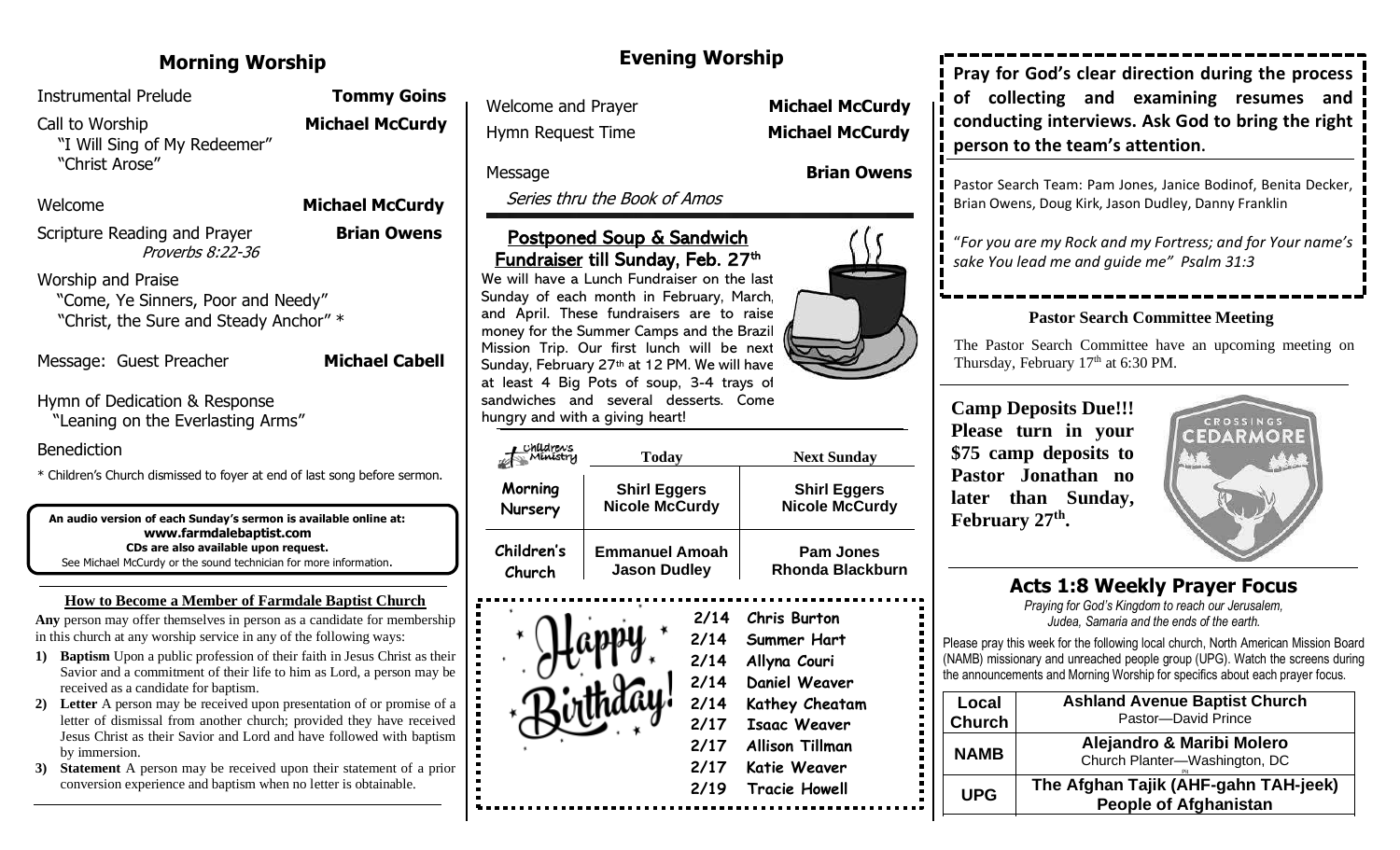## Morning Worship

Instrumental Prelude **Tommy Goins**

Call to Worship **Michael McCurdy**
"I Will Sing of My Redeemer"
"Christ Arose"

Welcome **Michael McCurdy**

Scripture Reading and Prayer **Brian Owens**
*Proverbs 8:22-36*

Worship and Praise
"Come, Ye Sinners, Poor and Needy"
"Christ, the Sure and Steady Anchor" *

Message: Guest Preacher **Michael Cabell**

Hymn of Dedication & Response
"Leaning on the Everlasting Arms"

Benediction

* Children's Church dismissed to foyer at end of last song before sermon.

**An audio version of each Sunday's sermon is available online at:**
**www.farmdalebaptist.com**
**CDs are also available upon request.**
See Michael McCurdy or the sound technician for more information.

### How to Become a Member of Farmdale Baptist Church

**Any** person may offer themselves in person as a candidate for membership in this church at any worship service in any of the following ways:

1) **Baptism** Upon a public profession of their faith in Jesus Christ as their Savior and a commitment of their life to him as Lord, a person may be received as a candidate for baptism.
2) **Letter** A person may be received upon presentation of or promise of a letter of dismissal from another church; provided they have received Jesus Christ as their Savior and Lord and have followed with baptism by immersion.
3) **Statement** A person may be received upon their statement of a prior conversion experience and baptism when no letter is obtainable.

## Evening Worship

Welcome and Prayer **Michael McCurdy**

Hymn Request Time **Michael McCurdy**

Message **Brian Owens**
*Series thru the Book of Amos*

### Postponed Soup & Sandwich Fundraiser till Sunday, Feb. 27th

We will have a Lunch Fundraiser on the last Sunday of each month in February, March, and April. These fundraisers are to raise money for the Summer Camps and the Brazil Mission Trip. Our first lunch will be next Sunday, February 27th at 12 PM. We will have at least 4 Big Pots of soup, 3-4 trays of sandwiches and several desserts. Come hungry and with a giving heart!

| Children's Ministry | Today | Next Sunday |
|---|---|---|
| Morning Nursery | **Shirl Eggers**<br>**Nicole McCurdy** | **Shirl Eggers**<br>**Nicole McCurdy** |
| Children's Church | **Emmanuel Amoah**<br>**Jason Dudley** | **Pam Jones**<br>**Rhonda Blackburn** |

**Happy Birthday!**

- 2/14 Chris Burton
- 2/14 Summer Hart
- 2/14 Allyna Couri
- 2/14 Daniel Weaver
- 2/14 Kathey Cheatam
- 2/17 Isaac Weaver
- 2/17 Allison Tillman
- 2/17 Katie Weaver
- 2/19 Tracie Howell

**Pray for God's clear direction during the process of collecting and examining resumes and conducting interviews. Ask God to bring the right person to the team's attention.**

Pastor Search Team: Pam Jones, Janice Bodinof, Benita Decker, Brian Owens, Doug Kirk, Jason Dudley, Danny Franklin

*"For you are my Rock and my Fortress; and for Your name's sake You lead me and guide me" Psalm 31:3*

### Pastor Search Committee Meeting

The Pastor Search Committee have an upcoming meeting on Thursday, February 17th at 6:30 PM.

**Camp Deposits Due!!! Please turn in your $75 camp deposits to Pastor Jonathan no later than Sunday, February 27th.**

CROSSINGS CEDARMORE

### Acts 1:8 Weekly Prayer Focus

*Praying for God's Kingdom to reach our Jerusalem, Judea, Samaria and the ends of the earth.*

Please pray this week for the following local church, North American Mission Board (NAMB) missionary and unreached people group (UPG). Watch the screens during the announcements and Morning Worship for specifics about each prayer focus.

| | |
|---|---|
| **Local Church** | **Ashland Avenue Baptist Church**<br>Pastor—David Prince |
| **NAMB** | **Alejandro & Maribi Molero**<br>Church Planter—Washington, DC |
| **UPG** | **The Afghan Tajik (AHF-gahn TAH-jeek) People of Afghanistan** |